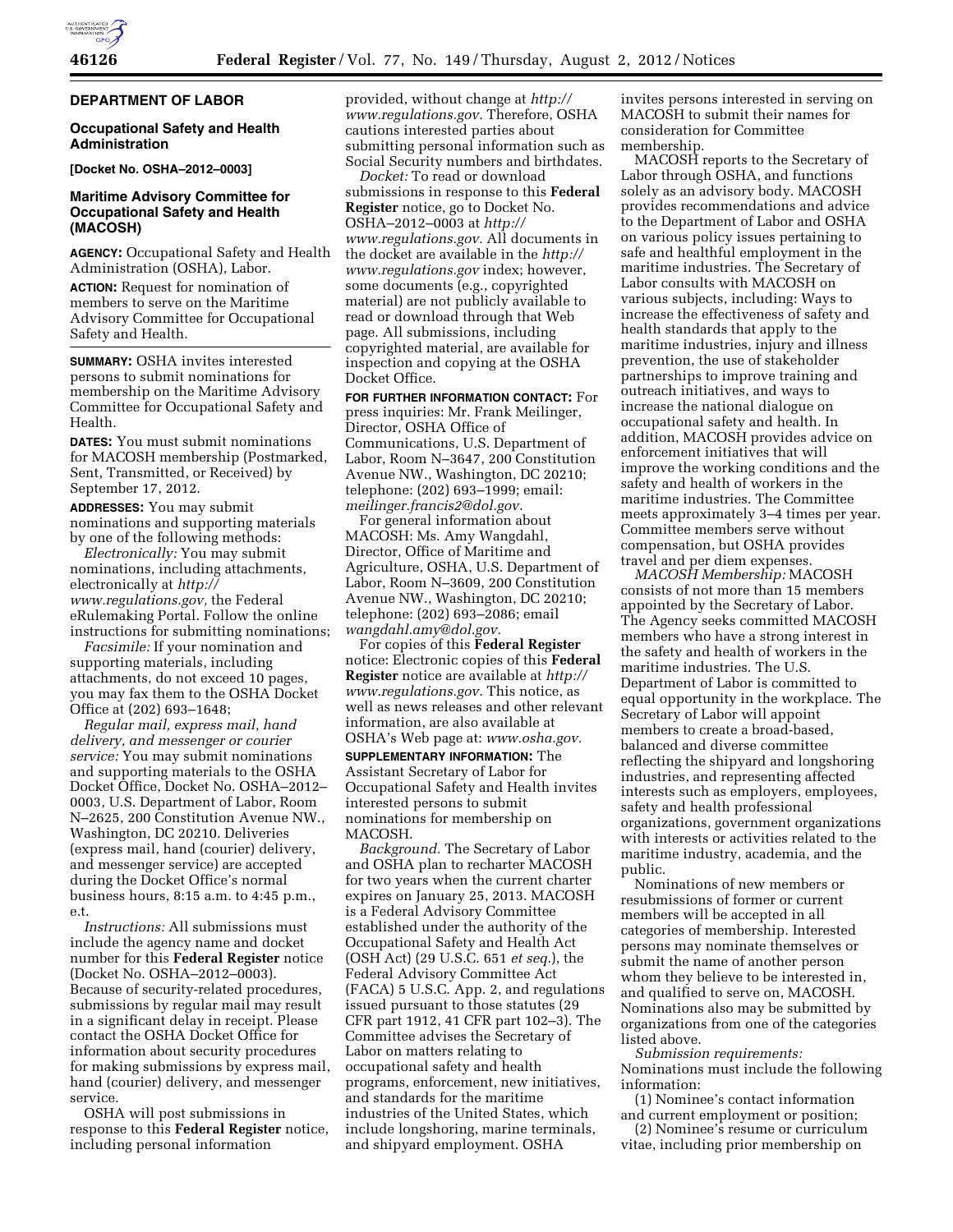## DEPARTMENT OF LABOR

### Occupational Safety and Health Administration

**[Docket No. OSHA–2012–0003]**

### Maritime Advisory Committee for Occupational Safety and Health (MACOSH)

**AGENCY:** Occupational Safety and Health Administration (OSHA), Labor.

**ACTION:** Request for nomination of members to serve on the Maritime Advisory Committee for Occupational Safety and Health.

**SUMMARY:** OSHA invites interested persons to submit nominations for membership on the Maritime Advisory Committee for Occupational Safety and Health.

**DATES:** You must submit nominations for MACOSH membership (Postmarked, Sent, Transmitted, or Received) by September 17, 2012.

**ADDRESSES:** You may submit nominations and supporting materials by one of the following methods:

*Electronically:* You may submit nominations, including attachments, electronically at *http://www.regulations.gov,* the Federal eRulemaking Portal. Follow the online instructions for submitting nominations;

*Facsimile:* If your nomination and supporting materials, including attachments, do not exceed 10 pages, you may fax them to the OSHA Docket Office at (202) 693–1648;

*Regular mail, express mail, hand delivery, and messenger or courier service:* You may submit nominations and supporting materials to the OSHA Docket Office, Docket No. OSHA–2012–0003, U.S. Department of Labor, Room N–2625, 200 Constitution Avenue NW., Washington, DC 20210. Deliveries (express mail, hand (courier) delivery, and messenger service) are accepted during the Docket Office's normal business hours, 8:15 a.m. to 4:45 p.m., e.t.

*Instructions:* All submissions must include the agency name and docket number for this **Federal Register** notice (Docket No. OSHA–2012–0003). Because of security-related procedures, submissions by regular mail may result in a significant delay in receipt. Please contact the OSHA Docket Office for information about security procedures for making submissions by express mail, hand (courier) delivery, and messenger service.

OSHA will post submissions in response to this **Federal Register** notice, including personal information provided, without change at *http://www.regulations.gov.* Therefore, OSHA cautions interested parties about submitting personal information such as Social Security numbers and birthdates.

*Docket:* To read or download submissions in response to this **Federal Register** notice, go to Docket No. OSHA–2012–0003 at *http://www.regulations.gov.* All documents in the docket are available in the *http://www.regulations.gov* index; however, some documents (e.g., copyrighted material) are not publicly available to read or download through that Web page. All submissions, including copyrighted material, are available for inspection and copying at the OSHA Docket Office.

**FOR FURTHER INFORMATION CONTACT:** For press inquiries: Mr. Frank Meilinger, Director, OSHA Office of Communications, U.S. Department of Labor, Room N–3647, 200 Constitution Avenue NW., Washington, DC 20210; telephone: (202) 693–1999; email: *meilinger.francis2@dol.gov.*

For general information about MACOSH: Ms. Amy Wangdahl, Director, Office of Maritime and Agriculture, OSHA, U.S. Department of Labor, Room N–3609, 200 Constitution Avenue NW., Washington, DC 20210; telephone: (202) 693–2086; email *wangdahl.amy@dol.gov.*

For copies of this **Federal Register** notice: Electronic copies of this **Federal Register** notice are available at *http://www.regulations.gov.* This notice, as well as news releases and other relevant information, are also available at OSHA's Web page at: *www.osha.gov.*

**SUPPLEMENTARY INFORMATION:** The Assistant Secretary of Labor for Occupational Safety and Health invites interested persons to submit nominations for membership on MACOSH.

*Background.* The Secretary of Labor and OSHA plan to recharter MACOSH for two years when the current charter expires on January 25, 2013. MACOSH is a Federal Advisory Committee established under the authority of the Occupational Safety and Health Act (OSH Act) (29 U.S.C. 651 *et seq.*), the Federal Advisory Committee Act (FACA) 5 U.S.C. App. 2, and regulations issued pursuant to those statutes (29 CFR part 1912, 41 CFR part 102–3). The Committee advises the Secretary of Labor on matters relating to occupational safety and health programs, enforcement, new initiatives, and standards for the maritime industries of the United States, which include longshoring, marine terminals, and shipyard employment. OSHA invites persons interested in serving on MACOSH to submit their names for consideration for Committee membership.

MACOSH reports to the Secretary of Labor through OSHA, and functions solely as an advisory body. MACOSH provides recommendations and advice to the Department of Labor and OSHA on various policy issues pertaining to safe and healthful employment in the maritime industries. The Secretary of Labor consults with MACOSH on various subjects, including: Ways to increase the effectiveness of safety and health standards that apply to the maritime industries, injury and illness prevention, the use of stakeholder partnerships to improve training and outreach initiatives, and ways to increase the national dialogue on occupational safety and health. In addition, MACOSH provides advice on enforcement initiatives that will improve the working conditions and the safety and health of workers in the maritime industries. The Committee meets approximately 3–4 times per year. Committee members serve without compensation, but OSHA provides travel and per diem expenses.

*MACOSH Membership:* MACOSH consists of not more than 15 members appointed by the Secretary of Labor. The Agency seeks committed MACOSH members who have a strong interest in the safety and health of workers in the maritime industries. The U.S. Department of Labor is committed to equal opportunity in the workplace. The Secretary of Labor will appoint members to create a broad-based, balanced and diverse committee reflecting the shipyard and longshoring industries, and representing affected interests such as employers, employees, safety and health professional organizations, government organizations with interests or activities related to the maritime industry, academia, and the public.

Nominations of new members or resubmissions of former or current members will be accepted in all categories of membership. Interested persons may nominate themselves or submit the name of another person whom they believe to be interested in, and qualified to serve on, MACOSH. Nominations also may be submitted by organizations from one of the categories listed above.

*Submission requirements:* Nominations must include the following information:

(1) Nominee's contact information and current employment or position;

(2) Nominee's resume or curriculum vitae, including prior membership on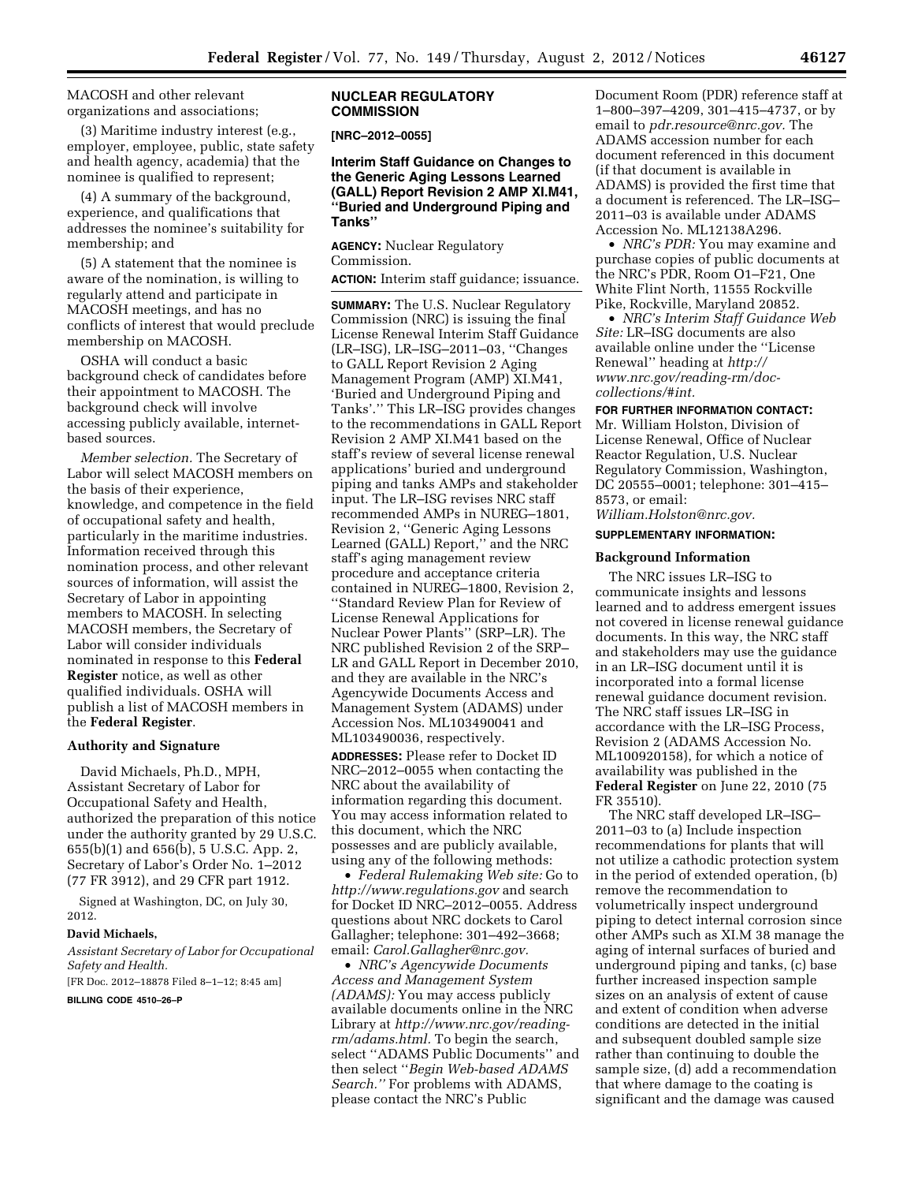MACOSH and other relevant organizations and associations;

(3) Maritime industry interest (e.g., employer, employee, public, state safety and health agency, academia) that the nominee is qualified to represent;

(4) A summary of the background, experience, and qualifications that addresses the nominee's suitability for membership; and

(5) A statement that the nominee is aware of the nomination, is willing to regularly attend and participate in MACOSH meetings, and has no conflicts of interest that would preclude membership on MACOSH.

OSHA will conduct a basic background check of candidates before their appointment to MACOSH. The background check will involve accessing publicly available, internet-based sources.

*Member selection.* The Secretary of Labor will select MACOSH members on the basis of their experience, knowledge, and competence in the field of occupational safety and health, particularly in the maritime industries. Information received through this nomination process, and other relevant sources of information, will assist the Secretary of Labor in appointing members to MACOSH. In selecting MACOSH members, the Secretary of Labor will consider individuals nominated in response to this **Federal Register** notice, as well as other qualified individuals. OSHA will publish a list of MACOSH members in the **Federal Register**.

## Authority and Signature

David Michaels, Ph.D., MPH, Assistant Secretary of Labor for Occupational Safety and Health, authorized the preparation of this notice under the authority granted by 29 U.S.C. 655(b)(1) and 656(b), 5 U.S.C. App. 2, Secretary of Labor's Order No. 1–2012 (77 FR 3912), and 29 CFR part 1912.

Signed at Washington, DC, on July 30, 2012.

**David Michaels,**

*Assistant Secretary of Labor for Occupational Safety and Health.*

[FR Doc. 2012–18878 Filed 8–1–12; 8:45 am]

**BILLING CODE 4510–26–P**

# NUCLEAR REGULATORY COMMISSION

**[NRC–2012–0055]**

## Interim Staff Guidance on Changes to the Generic Aging Lessons Learned (GALL) Report Revision 2 AMP XI.M41, "Buried and Underground Piping and Tanks"

**AGENCY:** Nuclear Regulatory Commission.

**ACTION:** Interim staff guidance; issuance.

**SUMMARY:** The U.S. Nuclear Regulatory Commission (NRC) is issuing the final License Renewal Interim Staff Guidance (LR–ISG), LR–ISG–2011–03, "Changes to GALL Report Revision 2 Aging Management Program (AMP) XI.M41, 'Buried and Underground Piping and Tanks'." This LR–ISG provides changes to the recommendations in GALL Report Revision 2 AMP XI.M41 based on the staff's review of several license renewal applications' buried and underground piping and tanks AMPs and stakeholder input. The LR–ISG revises NRC staff recommended AMPs in NUREG–1801, Revision 2, "Generic Aging Lessons Learned (GALL) Report," and the NRC staff's aging management review procedure and acceptance criteria contained in NUREG–1800, Revision 2, "Standard Review Plan for Review of License Renewal Applications for Nuclear Power Plants" (SRP–LR). The NRC published Revision 2 of the SRP–LR and GALL Report in December 2010, and they are available in the NRC's Agencywide Documents Access and Management System (ADAMS) under Accession Nos. ML103490041 and ML103490036, respectively.

**ADDRESSES:** Please refer to Docket ID NRC–2012–0055 when contacting the NRC about the availability of information regarding this document. You may access information related to this document, which the NRC possesses and are publicly available, using any of the following methods:

- *Federal Rulemaking Web site:* Go to *http://www.regulations.gov* and search for Docket ID NRC–2012–0055. Address questions about NRC dockets to Carol Gallagher; telephone: 301–492–3668; email: *Carol.Gallagher@nrc.gov.*
- *NRC's Agencywide Documents Access and Management System (ADAMS):* You may access publicly available documents online in the NRC Library at *http://www.nrc.gov/reading-rm/adams.html.* To begin the search, select "ADAMS Public Documents" and then select "*Begin Web-based ADAMS Search.*" For problems with ADAMS, please contact the NRC's Public Document Room (PDR) reference staff at 1–800–397–4209, 301–415–4737, or by email to *pdr.resource@nrc.gov.* The ADAMS accession number for each document referenced in this document (if that document is available in ADAMS) is provided the first time that a document is referenced. The LR–ISG–2011–03 is available under ADAMS Accession No. ML12138A296.
- *NRC's PDR:* You may examine and purchase copies of public documents at the NRC's PDR, Room O1–F21, One White Flint North, 11555 Rockville Pike, Rockville, Maryland 20852.
- *NRC's Interim Staff Guidance Web Site:* LR–ISG documents are also available online under the "License Renewal" heading at *http://www.nrc.gov/reading-rm/doc-collections/#int.*

**FOR FURTHER INFORMATION CONTACT:** Mr. William Holston, Division of License Renewal, Office of Nuclear Reactor Regulation, U.S. Nuclear Regulatory Commission, Washington, DC 20555–0001; telephone: 301–415–8573, or email: *William.Holston@nrc.gov.*

**SUPPLEMENTARY INFORMATION:**

### Background Information

The NRC issues LR–ISG to communicate insights and lessons learned and to address emergent issues not covered in license renewal guidance documents. In this way, the NRC staff and stakeholders may use the guidance in an LR–ISG document until it is incorporated into a formal license renewal guidance document revision. The NRC staff issues LR–ISG in accordance with the LR–ISG Process, Revision 2 (ADAMS Accession No. ML100920158), for which a notice of availability was published in the **Federal Register** on June 22, 2010 (75 FR 35510).

The NRC staff developed LR–ISG–2011–03 to (a) Include inspection recommendations for plants that will not utilize a cathodic protection system in the period of extended operation, (b) remove the recommendation to volumetrically inspect underground piping to detect internal corrosion since other AMPs such as XI.M 38 manage the aging of internal surfaces of buried and underground piping and tanks, (c) base further increased inspection sample sizes on an analysis of extent of cause and extent of condition when adverse conditions are detected in the initial and subsequent doubled sample size rather than continuing to double the sample size, (d) add a recommendation that where damage to the coating is significant and the damage was caused